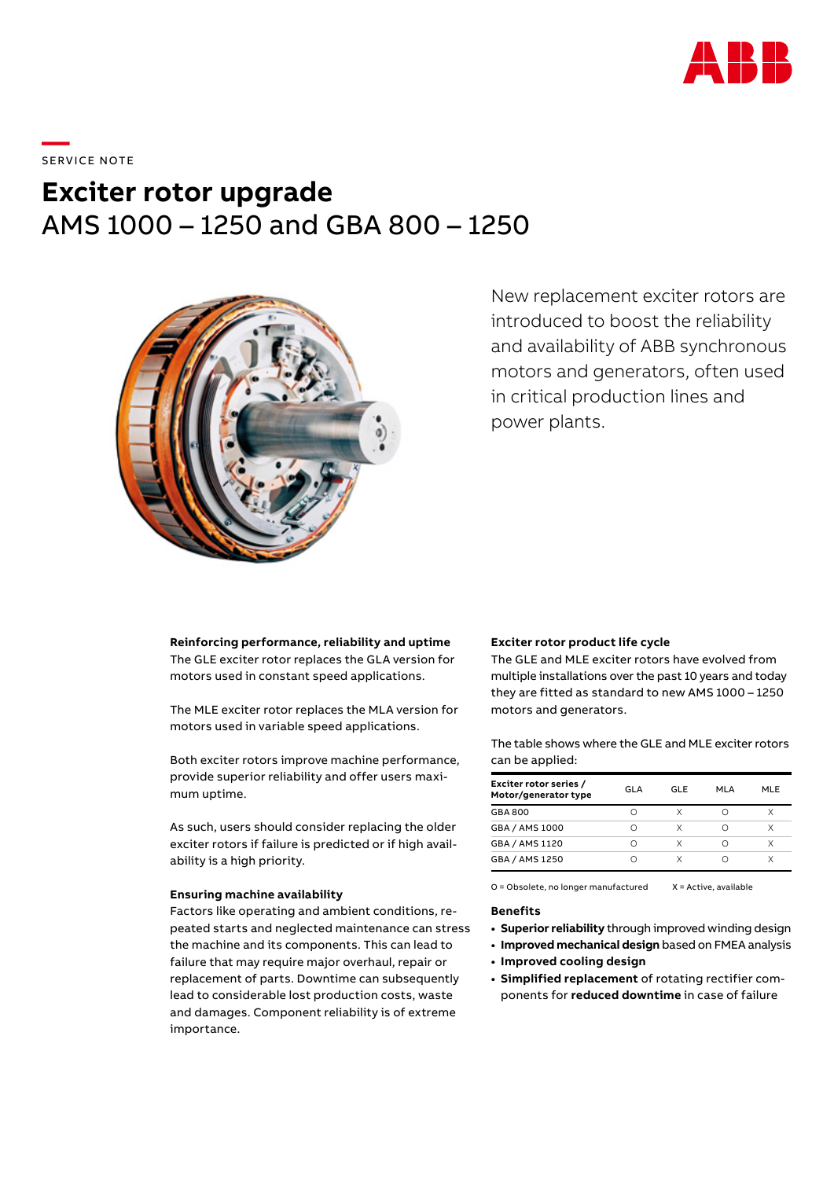SERVICE NOTE

# Exciter rotor upgrade

## AMS 1000 – 1250 and GBA 800 – 1250

New replacement exciter rotors are introduced to boost the reliability and availability of ABB synchronous motors and generators, often used in critical production lines and power plants.

**Reinforcing performance, reliability and uptime**

The GLE exciter rotor replaces the GLA version for motors used in constant speed applications.

The MLE exciter rotor replaces the MLA version for motors used in variable speed applications.

Both exciter rotors improve machine performance, provide superior reliability and offer users maximum uptime.

As such, users should consider replacing the older exciter rotors if failure is predicted or if high availability is a high priority.

**Ensuring machine availability**

Factors like operating and ambient conditions, repeated starts and neglected maintenance can stress the machine and its components. This can lead to failure that may require major overhaul, repair or replacement of parts. Downtime can subsequently lead to considerable lost production costs, waste and damages. Component reliability is of extreme importance.

**Exciter rotor product life cycle**

The GLE and MLE exciter rotors have evolved from multiple installations over the past 10 years and today they are fitted as standard to new AMS 1000 – 1250 motors and generators.

The table shows where the GLE and MLE exciter rotors can be applied:

| Exciter rotor series / Motor/generator type | GLA | GLE | MLA | MLE |
|---|---|---|---|---|
| GBA 800 | O | X | O | X |
| GBA / AMS 1000 | O | X | O | X |
| GBA / AMS 1120 | O | X | O | X |
| GBA / AMS 1250 | O | X | O | X |

O = Obsolete, no longer manufactured  X = Active, available

**Benefits**

- **Superior reliability** through improved winding design
- **Improved mechanical design** based on FMEA analysis
- **Improved cooling design**
- **Simplified replacement** of rotating rectifier components for **reduced downtime** in case of failure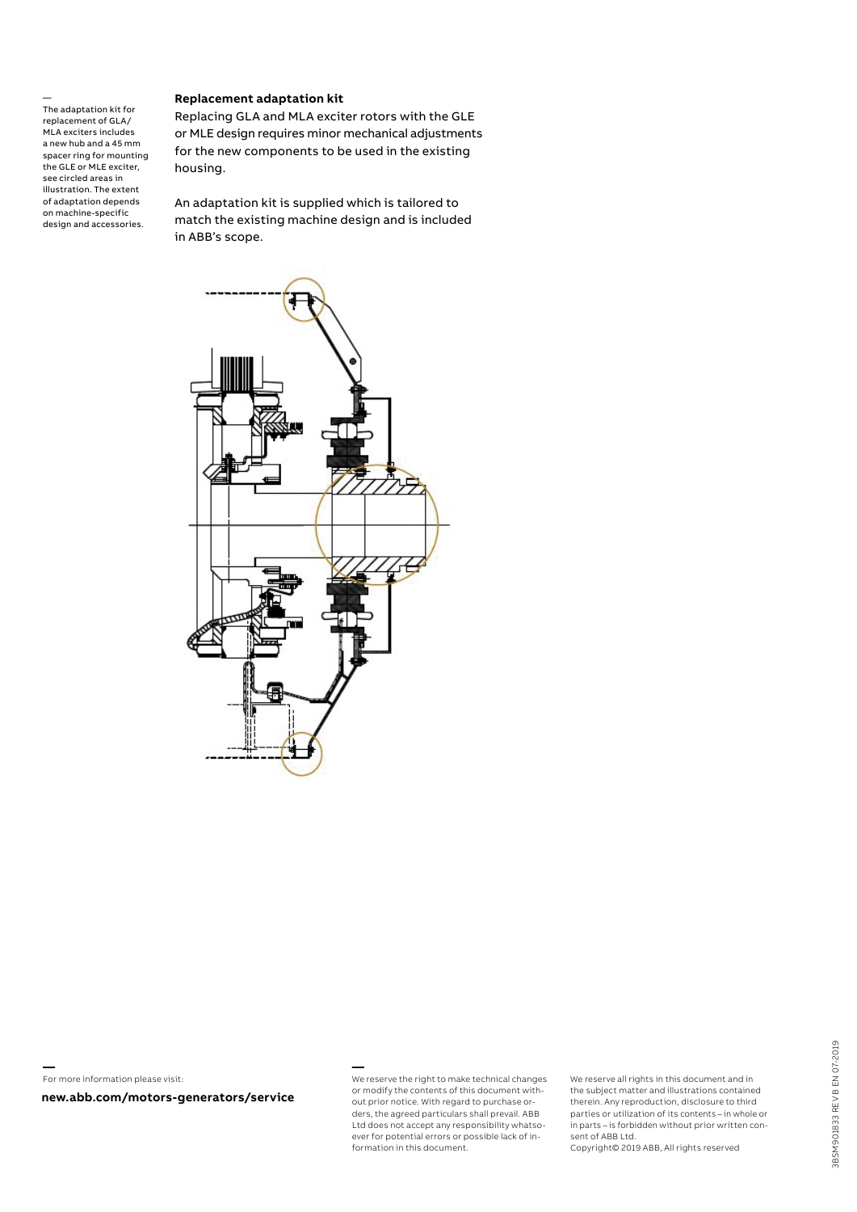The adaptation kit for replacement of GLA/ MLA exciters includes a new hub and a 45 mm spacer ring for mounting the GLE or MLE exciter, see circled areas in illustration. The extent of adaptation depends on machine-specific design and accessories.

**Replacement adaptation kit**

Replacing GLA and MLA exciter rotors with the GLE or MLE design requires minor mechanical adjustments for the new components to be used in the existing housing.

An adaptation kit is supplied which is tailored to match the existing machine design and is included in ABB's scope.

For more information please visit:

**new.abb.com/motors-generators/service**

We reserve the right to make technical changes or modify the contents of this document without prior notice. With regard to purchase orders, the agreed particulars shall prevail. ABB Ltd does not accept any responsibility whatsoever for potential errors or possible lack of information in this document.

We reserve all rights in this document and in the subject matter and illustrations contained therein. Any reproduction, disclosure to third parties or utilization of its contents – in whole or in parts – is forbidden without prior written consent of ABB Ltd.
Copyright© 2019 ABB, All rights reserved

3BSM901833 REV B EN 07-2019